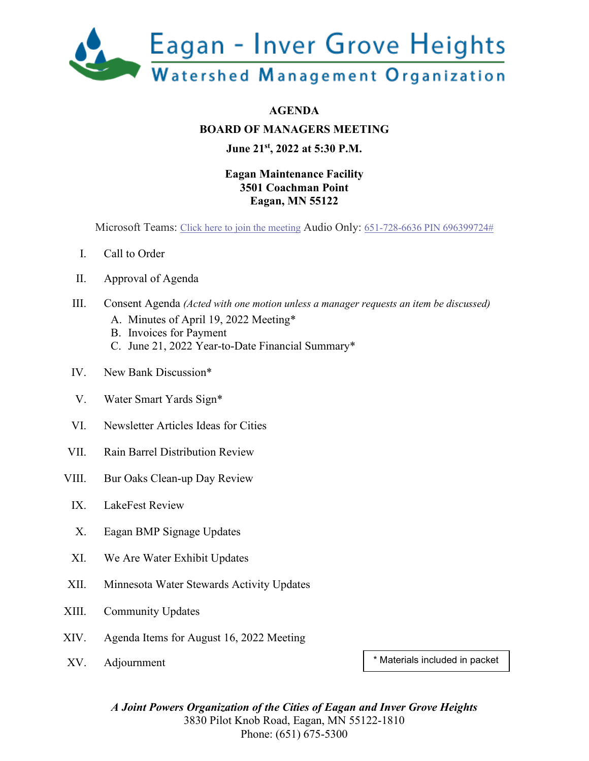# Eagan - Inver Grove Heights
## Watershed Management Organization

**AGENDA**

**BOARD OF MANAGERS MEETING**

**June 21st, 2022 at 5:30 P.M.**

**Eagan Maintenance Facility**
**3501 Coachman Point**
**Eagan, MN 55122**

Microsoft Teams: Click here to join the meeting Audio Only: 651-728-6636 PIN 696399724#

I. Call to Order

II. Approval of Agenda

III. Consent Agenda *(Acted with one motion unless a manager requests an item be discussed)*
   A. Minutes of April 19, 2022 Meeting*
   B. Invoices for Payment
   C. June 21, 2022 Year-to-Date Financial Summary*

IV. New Bank Discussion*

V. Water Smart Yards Sign*

VI. Newsletter Articles Ideas for Cities

VII. Rain Barrel Distribution Review

VIII. Bur Oaks Clean-up Day Review

IX. LakeFest Review

X. Eagan BMP Signage Updates

XI. We Are Water Exhibit Updates

XII. Minnesota Water Stewards Activity Updates

XIII. Community Updates

XIV. Agenda Items for August 16, 2022 Meeting

XV. Adjournment

\* Materials included in packet

***A Joint Powers Organization of the Cities of Eagan and Inver Grove Heights***
3830 Pilot Knob Road, Eagan, MN 55122-1810
Phone: (651) 675-5300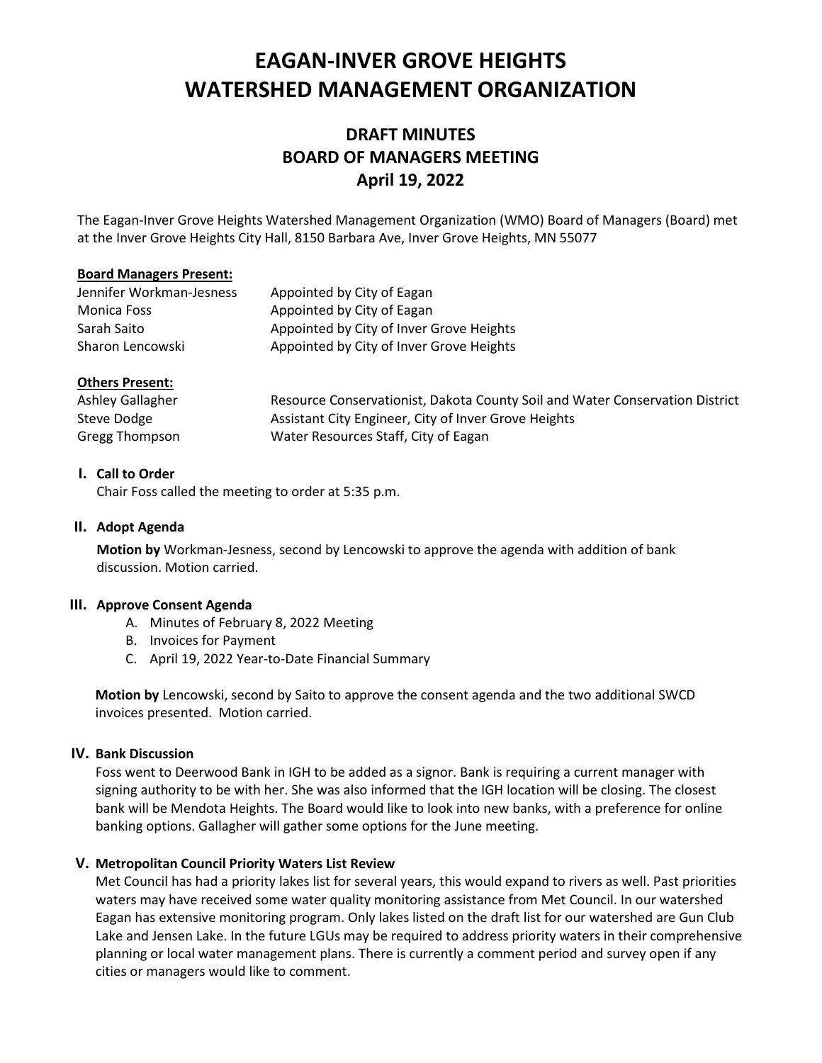# EAGAN-INVER GROVE HEIGHTS WATERSHED MANAGEMENT ORGANIZATION

## DRAFT MINUTES
## BOARD OF MANAGERS MEETING
## April 19, 2022

The Eagan-Inver Grove Heights Watershed Management Organization (WMO) Board of Managers (Board) met at the Inver Grove Heights City Hall, 8150 Barbara Ave, Inver Grove Heights, MN 55077

**Board Managers Present:**

| | |
|---|---|
| Jennifer Workman-Jesness | Appointed by City of Eagan |
| Monica Foss | Appointed by City of Eagan |
| Sarah Saito | Appointed by City of Inver Grove Heights |
| Sharon Lencowski | Appointed by City of Inver Grove Heights |

**Others Present:**

| | |
|---|---|
| Ashley Gallagher | Resource Conservationist, Dakota County Soil and Water Conservation District |
| Steve Dodge | Assistant City Engineer, City of Inver Grove Heights |
| Gregg Thompson | Water Resources Staff, City of Eagan |

### I. Call to Order

Chair Foss called the meeting to order at 5:35 p.m.

### II. Adopt Agenda

**Motion by** Workman-Jesness, second by Lencowski to approve the agenda with addition of bank discussion. Motion carried.

### III. Approve Consent Agenda

A. Minutes of February 8, 2022 Meeting
B. Invoices for Payment
C. April 19, 2022 Year-to-Date Financial Summary

**Motion by** Lencowski, second by Saito to approve the consent agenda and the two additional SWCD invoices presented. Motion carried.

### IV. Bank Discussion

Foss went to Deerwood Bank in IGH to be added as a signor. Bank is requiring a current manager with signing authority to be with her. She was also informed that the IGH location will be closing. The closest bank will be Mendota Heights. The Board would like to look into new banks, with a preference for online banking options. Gallagher will gather some options for the June meeting.

### V. Metropolitan Council Priority Waters List Review

Met Council has had a priority lakes list for several years, this would expand to rivers as well. Past priorities waters may have received some water quality monitoring assistance from Met Council. In our watershed Eagan has extensive monitoring program. Only lakes listed on the draft list for our watershed are Gun Club Lake and Jensen Lake. In the future LGUs may be required to address priority waters in their comprehensive planning or local water management plans. There is currently a comment period and survey open if any cities or managers would like to comment.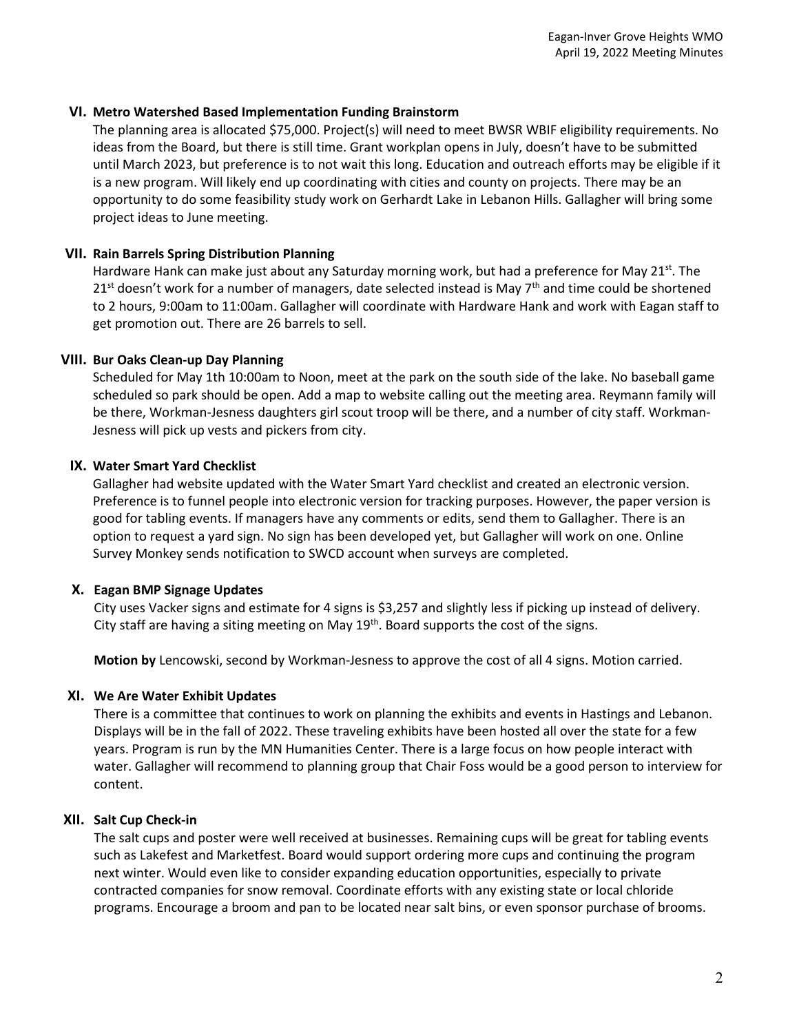### VI. Metro Watershed Based Implementation Funding Brainstorm

The planning area is allocated $75,000. Project(s) will need to meet BWSR WBIF eligibility requirements. No ideas from the Board, but there is still time. Grant workplan opens in July, doesn't have to be submitted until March 2023, but preference is to not wait this long. Education and outreach efforts may be eligible if it is a new program. Will likely end up coordinating with cities and county on projects. There may be an opportunity to do some feasibility study work on Gerhardt Lake in Lebanon Hills. Gallagher will bring some project ideas to June meeting.

### VII. Rain Barrels Spring Distribution Planning

Hardware Hank can make just about any Saturday morning work, but had a preference for May 21st. The 21st doesn't work for a number of managers, date selected instead is May 7th and time could be shortened to 2 hours, 9:00am to 11:00am. Gallagher will coordinate with Hardware Hank and work with Eagan staff to get promotion out. There are 26 barrels to sell.

### VIII. Bur Oaks Clean-up Day Planning

Scheduled for May 1th 10:00am to Noon, meet at the park on the south side of the lake. No baseball game scheduled so park should be open. Add a map to website calling out the meeting area. Reymann family will be there, Workman-Jesness daughters girl scout troop will be there, and a number of city staff. Workman-Jesness will pick up vests and pickers from city.

### IX. Water Smart Yard Checklist

Gallagher had website updated with the Water Smart Yard checklist and created an electronic version. Preference is to funnel people into electronic version for tracking purposes. However, the paper version is good for tabling events. If managers have any comments or edits, send them to Gallagher. There is an option to request a yard sign. No sign has been developed yet, but Gallagher will work on one. Online Survey Monkey sends notification to SWCD account when surveys are completed.

### X. Eagan BMP Signage Updates

City uses Vacker signs and estimate for 4 signs is $3,257 and slightly less if picking up instead of delivery. City staff are having a siting meeting on May 19th. Board supports the cost of the signs.

**Motion by** Lencowski, second by Workman-Jesness to approve the cost of all 4 signs. Motion carried.

### XI. We Are Water Exhibit Updates

There is a committee that continues to work on planning the exhibits and events in Hastings and Lebanon. Displays will be in the fall of 2022. These traveling exhibits have been hosted all over the state for a few years. Program is run by the MN Humanities Center. There is a large focus on how people interact with water. Gallagher will recommend to planning group that Chair Foss would be a good person to interview for content.

### XII. Salt Cup Check-in

The salt cups and poster were well received at businesses. Remaining cups will be great for tabling events such as Lakefest and Marketfest. Board would support ordering more cups and continuing the program next winter. Would even like to consider expanding education opportunities, especially to private contracted companies for snow removal. Coordinate efforts with any existing state or local chloride programs. Encourage a broom and pan to be located near salt bins, or even sponsor purchase of brooms.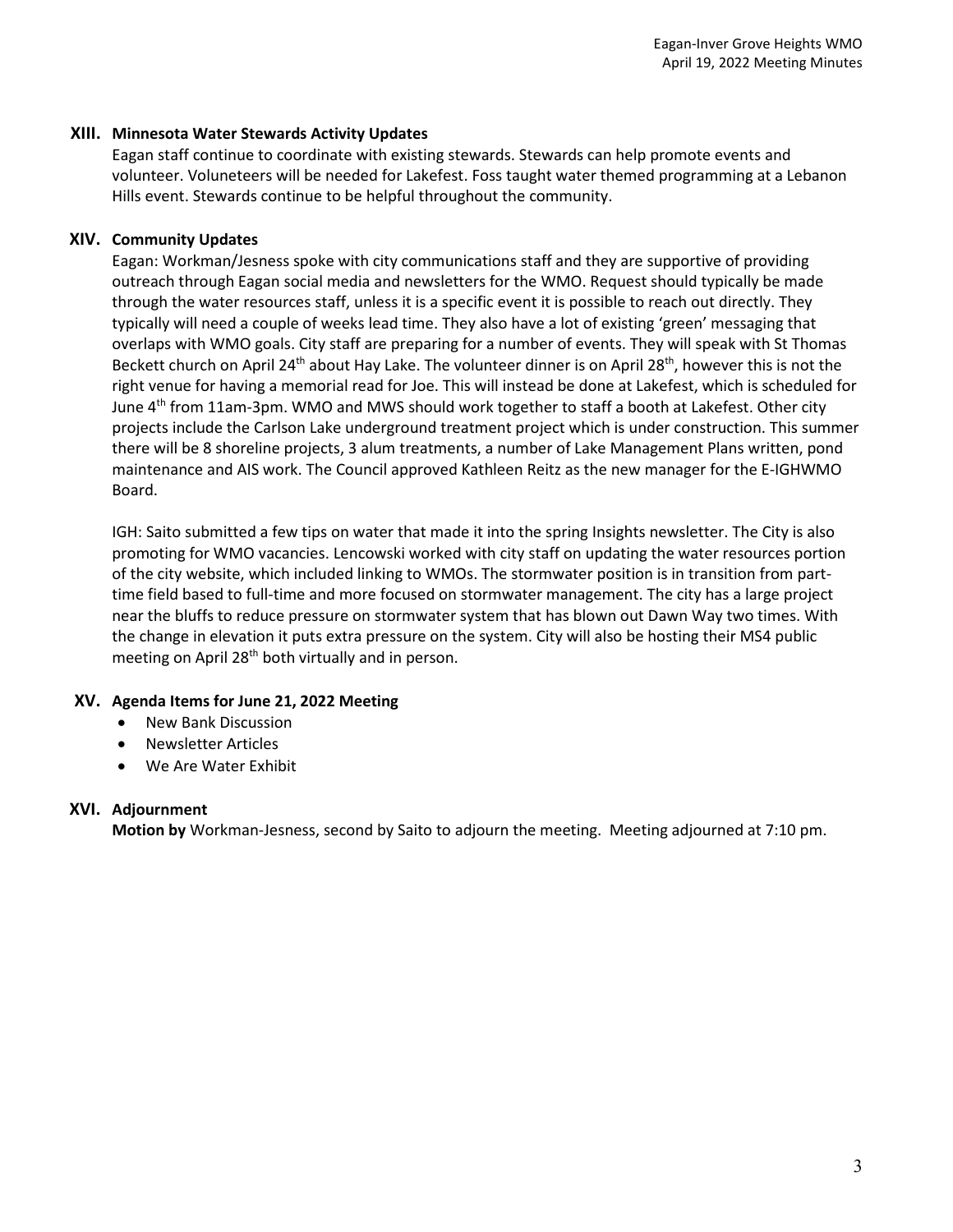## XIII. Minnesota Water Stewards Activity Updates

Eagan staff continue to coordinate with existing stewards. Stewards can help promote events and volunteer. Voluneteers will be needed for Lakefest. Foss taught water themed programming at a Lebanon Hills event. Stewards continue to be helpful throughout the community.

## XIV. Community Updates

Eagan: Workman/Jesness spoke with city communications staff and they are supportive of providing outreach through Eagan social media and newsletters for the WMO. Request should typically be made through the water resources staff, unless it is a specific event it is possible to reach out directly. They typically will need a couple of weeks lead time. They also have a lot of existing 'green' messaging that overlaps with WMO goals. City staff are preparing for a number of events. They will speak with St Thomas Beckett church on April 24th about Hay Lake. The volunteer dinner is on April 28th, however this is not the right venue for having a memorial read for Joe. This will instead be done at Lakefest, which is scheduled for June 4th from 11am-3pm. WMO and MWS should work together to staff a booth at Lakefest. Other city projects include the Carlson Lake underground treatment project which is under construction. This summer there will be 8 shoreline projects, 3 alum treatments, a number of Lake Management Plans written, pond maintenance and AIS work. The Council approved Kathleen Reitz as the new manager for the E-IGHWMO Board.

IGH: Saito submitted a few tips on water that made it into the spring Insights newsletter. The City is also promoting for WMO vacancies. Lencowski worked with city staff on updating the water resources portion of the city website, which included linking to WMOs. The stormwater position is in transition from part-time field based to full-time and more focused on stormwater management. The city has a large project near the bluffs to reduce pressure on stormwater system that has blown out Dawn Way two times. With the change in elevation it puts extra pressure on the system. City will also be hosting their MS4 public meeting on April 28th both virtually and in person.

## XV. Agenda Items for June 21, 2022 Meeting

- New Bank Discussion
- Newsletter Articles
- We Are Water Exhibit

## XVI. Adjournment

**Motion by** Workman-Jesness, second by Saito to adjourn the meeting. Meeting adjourned at 7:10 pm.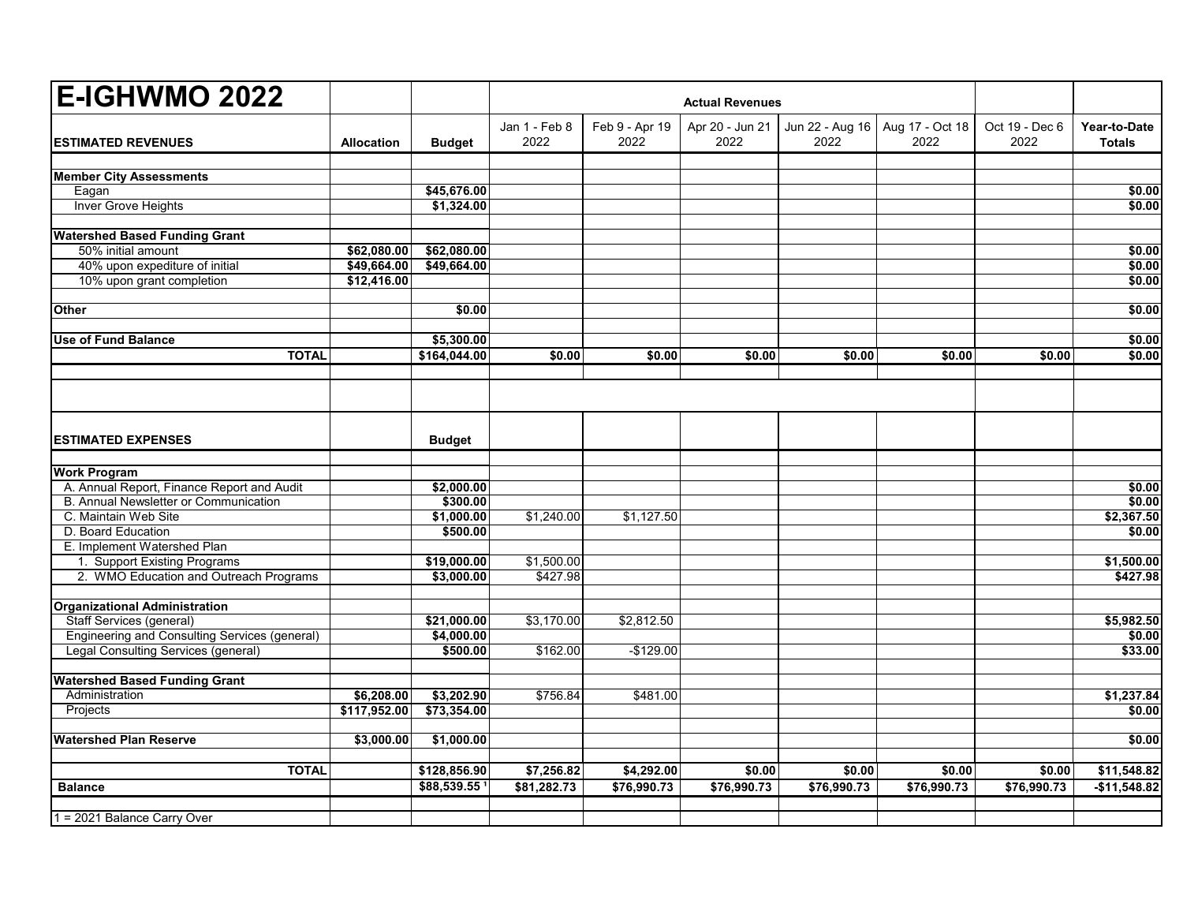# E-IGHWMO 2022

| ESTIMATED REVENUES | Allocation | Budget | Actual Revenues | | | | | | |
|---|---|---|---|---|---|---|---|---|---|
| | | | Jan 1 - Feb 8 2022 | Feb 9 - Apr 19 2022 | Apr 20 - Jun 21 2022 | Jun 22 - Aug 16 2022 | Aug 17 - Oct 18 2022 | Oct 19 - Dec 6 2022 | Year-to-Date Totals |
| **Member City Assessments** | | | | | | | | | |
| Eagan | | $45,676.00 | | | | | | | $0.00 |
| Inver Grove Heights | | $1,324.00 | | | | | | | $0.00 |
| **Watershed Based Funding Grant** | | | | | | | | | |
| 50% initial amount | $62,080.00 | $62,080.00 | | | | | | | $0.00 |
| 40% upon expediture of initial | $49,664.00 | $49,664.00 | | | | | | | $0.00 |
| 10% upon grant completion | $12,416.00 | | | | | | | | $0.00 |
| **Other** | | $0.00 | | | | | | | $0.00 |
| **Use of Fund Balance** | | $5,300.00 | | | | | | | $0.00 |
| **TOTAL** | | $164,044.00 | $0.00 | $0.00 | $0.00 | $0.00 | $0.00 | $0.00 | $0.00 |
| | | | | | | | | | |
| **ESTIMATED EXPENSES** | | **Budget** | | | | | | | |
| **Work Program** | | | | | | | | | |
| A. Annual Report, Finance Report and Audit | | $2,000.00 | | | | | | | $0.00 |
| B. Annual Newsletter or Communication | | $300.00 | | | | | | | $0.00 |
| C. Maintain Web Site | | $1,000.00 | $1,240.00 | $1,127.50 | | | | | $2,367.50 |
| D. Board Education | | $500.00 | | | | | | | $0.00 |
| E. Implement Watershed Plan | | | | | | | | | |
| 1. Support Existing Programs | | $19,000.00 | $1,500.00 | | | | | | $1,500.00 |
| 2. WMO Education and Outreach Programs | | $3,000.00 | $427.98 | | | | | | $427.98 |
| **Organizational Administration** | | | | | | | | | |
| Staff Services (general) | | $21,000.00 | $3,170.00 | $2,812.50 | | | | | $5,982.50 |
| Engineering and Consulting Services (general) | | $4,000.00 | | | | | | | $0.00 |
| Legal Consulting Services (general) | | $500.00 | $162.00 | -$129.00 | | | | | $33.00 |
| **Watershed Based Funding Grant** | | | | | | | | | |
| Administration | $6,208.00 | $3,202.90 | $756.84 | $481.00 | | | | | $1,237.84 |
| Projects | $117,952.00 | $73,354.00 | | | | | | | $0.00 |
| **Watershed Plan Reserve** | $3,000.00 | $1,000.00 | | | | | | | $0.00 |
| **TOTAL** | | $128,856.90 | $7,256.82 | $4,292.00 | $0.00 | $0.00 | $0.00 | $0.00 | $11,548.82 |
| **Balance** | | $88,539.55 [1] | $81,282.73 | $76,990.73 | $76,990.73 | $76,990.73 | $76,990.73 | $76,990.73 | -$11,548.82 |

1 = 2021 Balance Carry Over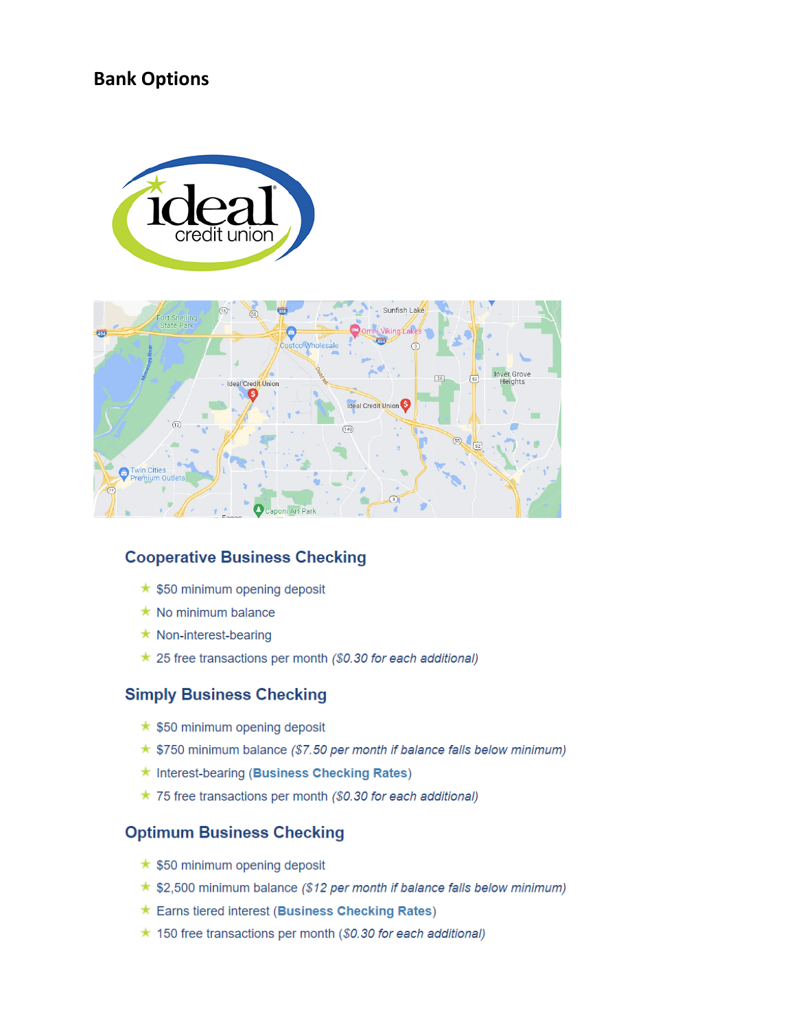# Bank Options

## Cooperative Business Checking

- $50 minimum opening deposit
- No minimum balance
- Non-interest-bearing
- 25 free transactions per month *($0.30 for each additional)*

## Simply Business Checking

- $50 minimum opening deposit
- $750 minimum balance *($7.50 per month if balance falls below minimum)*
- Interest-bearing (**Business Checking Rates**)
- 75 free transactions per month *($0.30 for each additional)*

## Optimum Business Checking

- $50 minimum opening deposit
- $2,500 minimum balance *($12 per month if balance falls below minimum)*
- Earns tiered interest (**Business Checking Rates**)
- 150 free transactions per month *($0.30 for each additional)*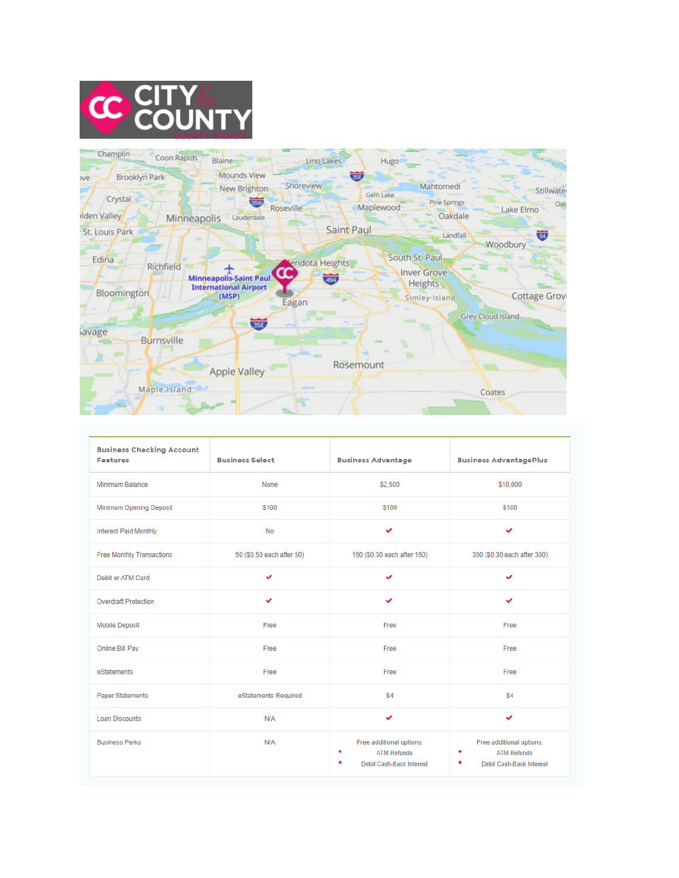| Business Checking Account Features | Business Select | Business Advantage | Business AdvantagePlus |
| --- | --- | --- | --- |
| Minimum Balance | None | $2,500 | $10,000 |
| Minimum Opening Deposit | $100 | $100 | $100 |
| Interest Paid Monthly | No | ✔ | ✔ |
| Free Monthly Transactions | 50 ($0.50 each after 50) | 150 ($0.30 each after 150) | 300 ($0.30 each after 300) |
| Debit or ATM Card | ✔ | ✔ | ✔ |
| Overdraft Protection | ✔ | ✔ | ✔ |
| Mobile Deposit | Free | Free | Free |
| Online Bill Pay | Free | Free | Free |
| eStatements | Free | Free | Free |
| Paper Statements | eStatements Required | $4 | $4 |
| Loan Discounts | N/A | ✔ | ✔ |
| Business Perks | N/A | Free additional options: • ATM Refunds • Debit Cash-Back Interest | Free additional options: • ATM Refunds • Debit Cash-Back Interest |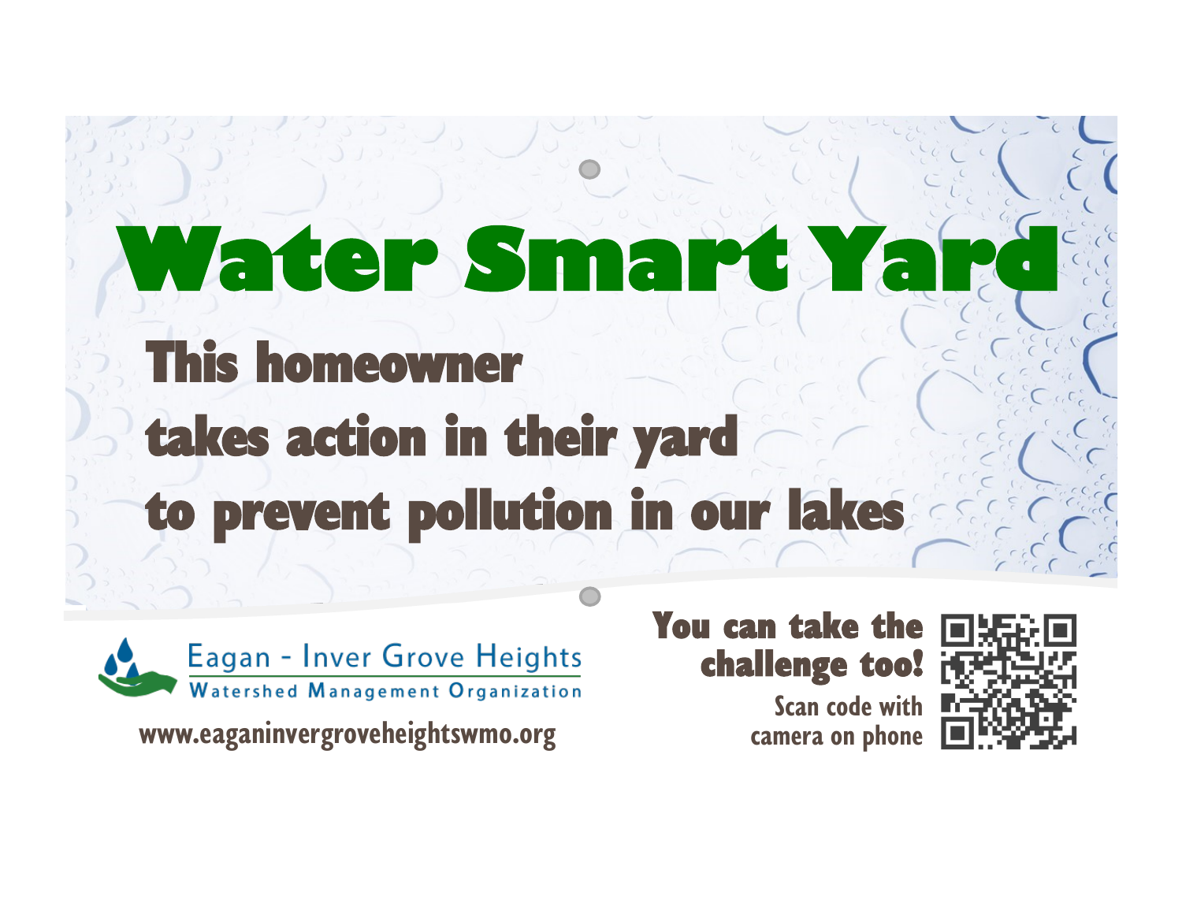# Water Smart Yard

## This homeowner takes action in their yard to prevent pollution in our lakes

Eagan - Inver Grove Heights
Watershed Management Organization

www.eaganinvergroveheightswmo.org

**You can take the challenge too!**

Scan code with camera on phone